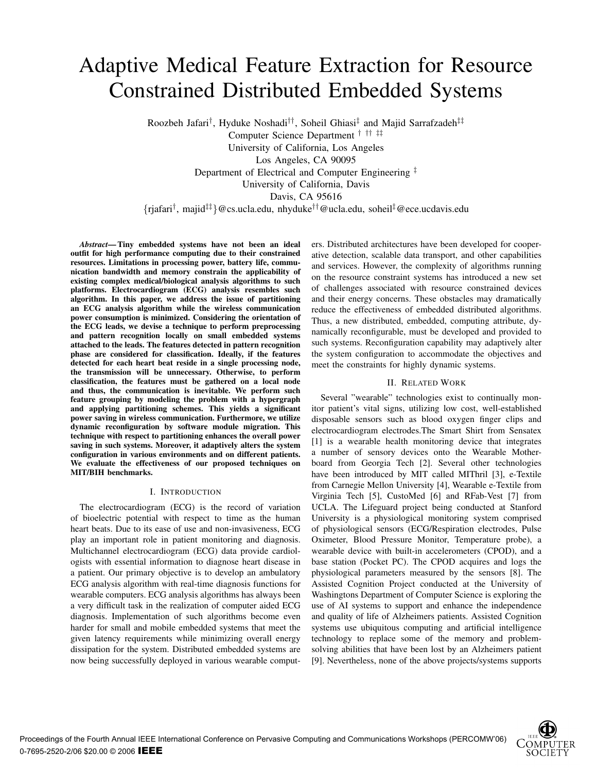# Adaptive Medical Feature Extraction for Resource Constrained Distributed Embedded Systems

Roozbeh Jafari[†], Hyduke Noshadi[††], Soheil Ghiasi[‡] and Majid Sarrafzadeh[‡‡]
Computer Science Department [† †† ‡‡]
University of California, Los Angeles
Los Angeles, CA 90095
Department of Electrical and Computer Engineering [‡]
University of California, Davis
Davis, CA 95616
{rjafari[†], majid[‡‡]}@cs.ucla.edu, nhyduke[††]@ucla.edu, soheil[‡]@ece.ucdavis.edu

***Abstract*— Tiny embedded systems have not been an ideal outfit for high performance computing due to their constrained resources. Limitations in processing power, battery life, communication bandwidth and memory constrain the applicability of existing complex medical/biological analysis algorithms to such platforms. Electrocardiogram (ECG) analysis resembles such algorithm. In this paper, we address the issue of partitioning an ECG analysis algorithm while the wireless communication power consumption is minimized. Considering the orientation of the ECG leads, we devise a technique to perform preprocessing and pattern recognition locally on small embedded systems attached to the leads. The features detected in pattern recognition phase are considered for classification. Ideally, if the features detected for each heart beat reside in a single processing node, the transmission will be unnecessary. Otherwise, to perform classification, the features must be gathered on a local node and thus, the communication is inevitable. We perform such feature grouping by modeling the problem with a hypergraph and applying partitioning schemes. This yields a significant power saving in wireless communication. Furthermore, we utilize dynamic reconfiguration by software module migration. This technique with respect to partitioning enhances the overall power saving in such systems. Moreover, it adaptively alters the system configuration in various environments and on different patients. We evaluate the effectiveness of our proposed techniques on MIT/BIH benchmarks.**

## I. Introduction

The electrocardiogram (ECG) is the record of variation of bioelectric potential with respect to time as the human heart beats. Due to its ease of use and non-invasiveness, ECG play an important role in patient monitoring and diagnosis. Multichannel electrocardiogram (ECG) data provide cardiologists with essential information to diagnose heart disease in a patient. Our primary objective is to develop an ambulatory ECG analysis algorithm with real-time diagnosis functions for wearable computers. ECG analysis algorithms has always been a very difficult task in the realization of computer aided ECG diagnosis. Implementation of such algorithms become even harder for small and mobile embedded systems that meet the given latency requirements while minimizing overall energy dissipation for the system. Distributed embedded systems are now being successfully deployed in various wearable computers. Distributed architectures have been developed for cooperative detection, scalable data transport, and other capabilities and services. However, the complexity of algorithms running on the resource constraint systems has introduced a new set of challenges associated with resource constrained devices and their energy concerns. These obstacles may dramatically reduce the effectiveness of embedded distributed algorithms. Thus, a new distributed, embedded, computing attribute, dynamically reconfigurable, must be developed and provided to such systems. Reconfiguration capability may adaptively alter the system configuration to accommodate the objectives and meet the constraints for highly dynamic systems.

## II. Related Work

Several "wearable" technologies exist to continually monitor patient's vital signs, utilizing low cost, well-established disposable sensors such as blood oxygen finger clips and electrocardiogram electrodes.The Smart Shirt from Sensatex [1] is a wearable health monitoring device that integrates a number of sensory devices onto the Wearable Motherboard from Georgia Tech [2]. Several other technologies have been introduced by MIT called MIThril [3], e-Textile from Carnegie Mellon University [4], Wearable e-Textile from Virginia Tech [5], CustoMed [6] and RFab-Vest [7] from UCLA. The Lifeguard project being conducted at Stanford University is a physiological monitoring system comprised of physiological sensors (ECG/Respiration electrodes, Pulse Oximeter, Blood Pressure Monitor, Temperature probe), a wearable device with built-in accelerometers (CPOD), and a base station (Pocket PC). The CPOD acquires and logs the physiological parameters measured by the sensors [8]. The Assisted Cognition Project conducted at the University of Washingtons Department of Computer Science is exploring the use of AI systems to support and enhance the independence and quality of life of Alzheimers patients. Assisted Cognition systems use ubiquitous computing and artificial intelligence technology to replace some of the memory and problem-solving abilities that have been lost by an Alzheimers patient [9]. Nevertheless, none of the above projects/systems supports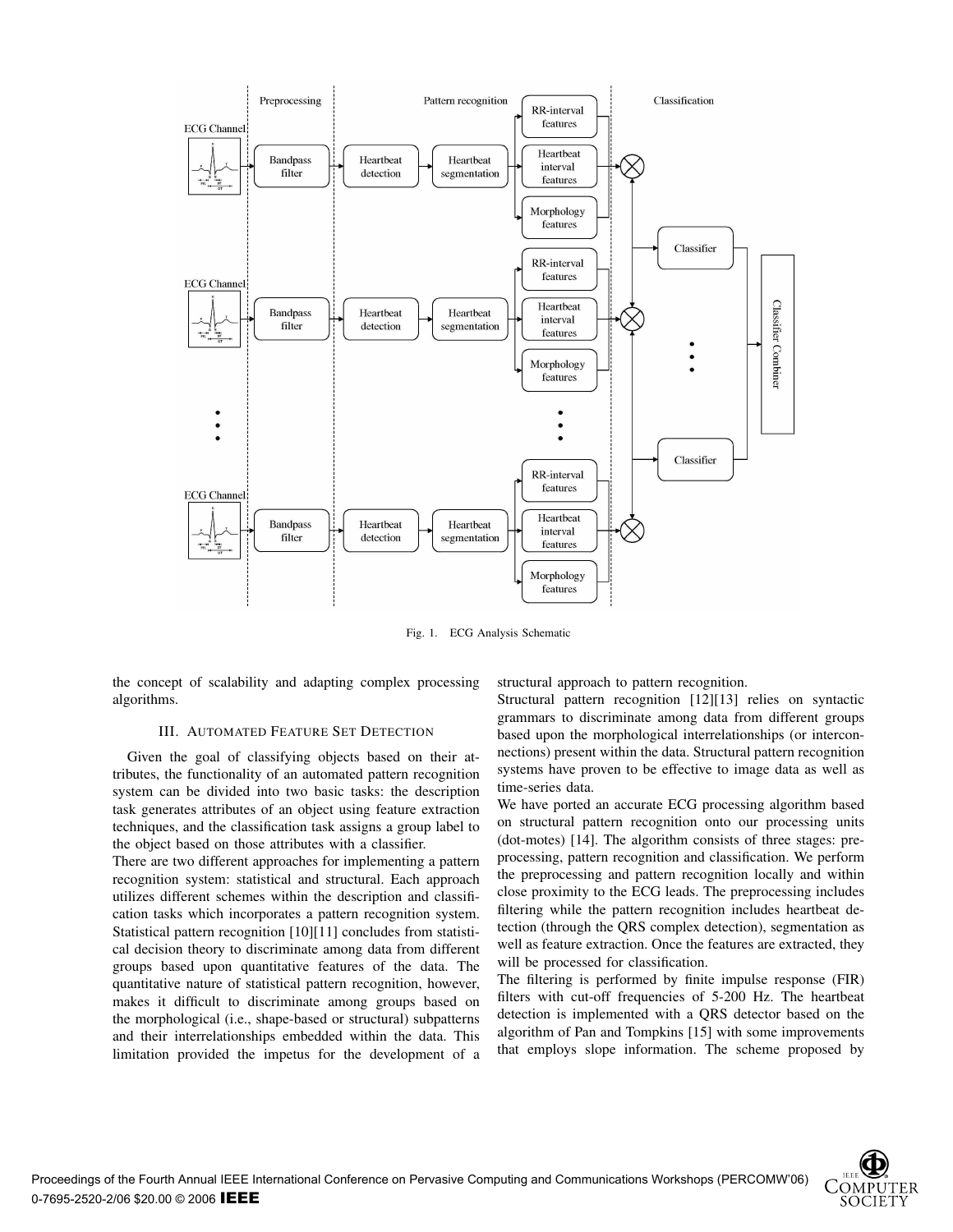Fig. 1. ECG Analysis Schematic

the concept of scalability and adapting complex processing algorithms.

### III. Automated Feature Set Detection

Given the goal of classifying objects based on their attributes, the functionality of an automated pattern recognition system can be divided into two basic tasks: the description task generates attributes of an object using feature extraction techniques, and the classification task assigns a group label to the object based on those attributes with a classifier.

There are two different approaches for implementing a pattern recognition system: statistical and structural. Each approach utilizes different schemes within the description and classification tasks which incorporates a pattern recognition system. Statistical pattern recognition [10][11] concludes from statistical decision theory to discriminate among data from different groups based upon quantitative features of the data. The quantitative nature of statistical pattern recognition, however, makes it difficult to discriminate among groups based on the morphological (i.e., shape-based or structural) subpatterns and their interrelationships embedded within the data. This limitation provided the impetus for the development of a structural approach to pattern recognition.

Structural pattern recognition [12][13] relies on syntactic grammars to discriminate among data from different groups based upon the morphological interrelationships (or interconnections) present within the data. Structural pattern recognition systems have proven to be effective to image data as well as time-series data.

We have ported an accurate ECG processing algorithm based on structural pattern recognition onto our processing units (dot-motes) [14]. The algorithm consists of three stages: preprocessing, pattern recognition and classification. We perform the preprocessing and pattern recognition locally and within close proximity to the ECG leads. The preprocessing includes filtering while the pattern recognition includes heartbeat detection (through the QRS complex detection), segmentation as well as feature extraction. Once the features are extracted, they will be processed for classification.

The filtering is performed by finite impulse response (FIR) filters with cut-off frequencies of 5-200 Hz. The heartbeat detection is implemented with a QRS detector based on the algorithm of Pan and Tompkins [15] with some improvements that employs slope information. The scheme proposed by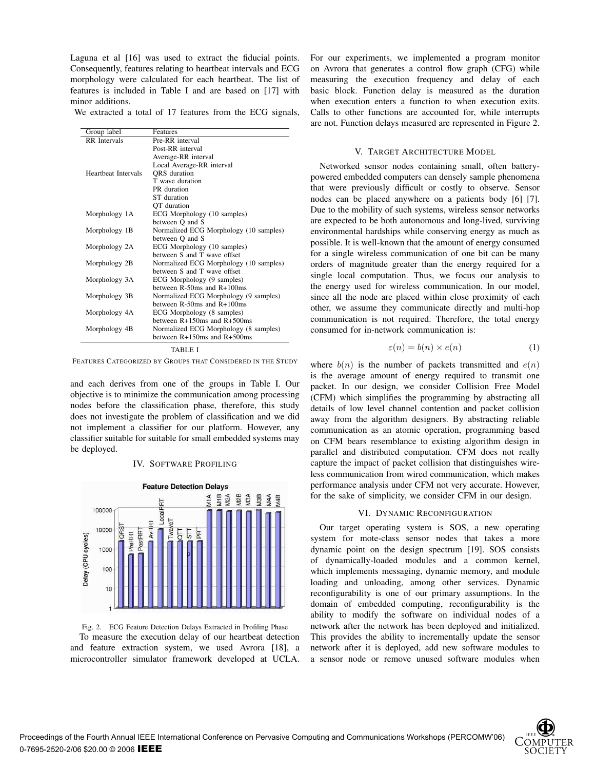Laguna et al [16] was used to extract the fiducial points. Consequently, features relating to heartbeat intervals and ECG morphology were calculated for each heartbeat. The list of features is included in Table I and are based on [17] with minor additions.

We extracted a total of 17 features from the ECG signals,

| Group label | Features |
|---|---|
| RR Intervals | Pre-RR interval |
| | Post-RR interval |
| | Average-RR interval |
| | Local Average-RR interval |
| Heartbeat Intervals | QRS duration |
| | T wave duration |
| | PR duration |
| | ST duration |
| | QT duration |
| Morphology 1A | ECG Morphology (10 samples) between Q and S |
| Morphology 1B | Normalized ECG Morphology (10 samples) between Q and S |
| Morphology 2A | ECG Morphology (10 samples) between S and T wave offset |
| Morphology 2B | Normalized ECG Morphology (10 samples) between S and T wave offset |
| Morphology 3A | ECG Morphology (9 samples) between R-50ms and R+100ms |
| Morphology 3B | Normalized ECG Morphology (9 samples) between R-50ms and R+100ms |
| Morphology 4A | ECG Morphology (8 samples) between R+150ms and R+500ms |
| Morphology 4B | Normalized ECG Morphology (8 samples) between R+150ms and R+500ms |

TABLE I

FEATURES CATEGORIZED BY GROUPS THAT CONSIDERED IN THE STUDY

and each derives from one of the groups in Table I. Our objective is to minimize the communication among processing nodes before the classification phase, therefore, this study does not investigate the problem of classification and we did not implement a classifier for our platform. However, any classifier suitable for suitable for small embedded systems may be deployed.

## IV. Software Profiling

Feature Detection Delays

Delay (CPU cycles)

100000
10000
1000
100
10
1

QRST, PreRRT, PostRRT, AvRRT, LocalRRT, TwaveT, QTT, STT, PRT, M1A, M1B, M2A, M2B, M3A, M3B, M4A, M4B

Fig. 2. ECG Feature Detection Delays Extracted in Profiling Phase

To measure the execution delay of our heartbeat detection and feature extraction system, we used Avrora [18], a microcontroller simulator framework developed at UCLA. For our experiments, we implemented a program monitor on Avrora that generates a control flow graph (CFG) while measuring the execution frequency and delay of each basic block. Function delay is measured as the duration when execution enters a function to when execution exits. Calls to other functions are accounted for, while interrupts are not. Function delays measured are represented in Figure 2.

## V. Target Architecture Model

Networked sensor nodes containing small, often battery-powered embedded computers can densely sample phenomena that were previously difficult or costly to observe. Sensor nodes can be placed anywhere on a patients body [6] [7]. Due to the mobility of such systems, wireless sensor networks are expected to be both autonomous and long-lived, surviving environmental hardships while conserving energy as much as possible. It is well-known that the amount of energy consumed for a single wireless communication of one bit can be many orders of magnitude greater than the energy required for a single local computation. Thus, we focus our analysis to the energy used for wireless communication. In our model, since all the node are placed within close proximity of each other, we assume they communicate directly and multi-hop communication is not required. Therefore, the total energy consumed for in-network communication is:

$$\varepsilon(n) = b(n) \times e(n) \tag{1}$$

where $b(n)$ is the number of packets transmitted and $e(n)$ is the average amount of energy required to transmit one packet. In our design, we consider Collision Free Model (CFM) which simplifies the programming by abstracting all details of low level channel contention and packet collision away from the algorithm designers. By abstracting reliable communication as an atomic operation, programming based on CFM bears resemblance to existing algorithm design in parallel and distributed computation. CFM does not really capture the impact of packet collision that distinguishes wireless communication from wired communication, which makes performance analysis under CFM not very accurate. However, for the sake of simplicity, we consider CFM in our design.

## VI. Dynamic Reconfiguration

Our target operating system is SOS, a new operating system for mote-class sensor nodes that takes a more dynamic point on the design spectrum [19]. SOS consists of dynamically-loaded modules and a common kernel, which implements messaging, dynamic memory, and module loading and unloading, among other services. Dynamic reconfigurability is one of our primary assumptions. In the domain of embedded computing, reconfigurability is the ability to modify the software on individual nodes of a network after the network has been deployed and initialized. This provides the ability to incrementally update the sensor network after it is deployed, add new software modules to a sensor node or remove unused software modules when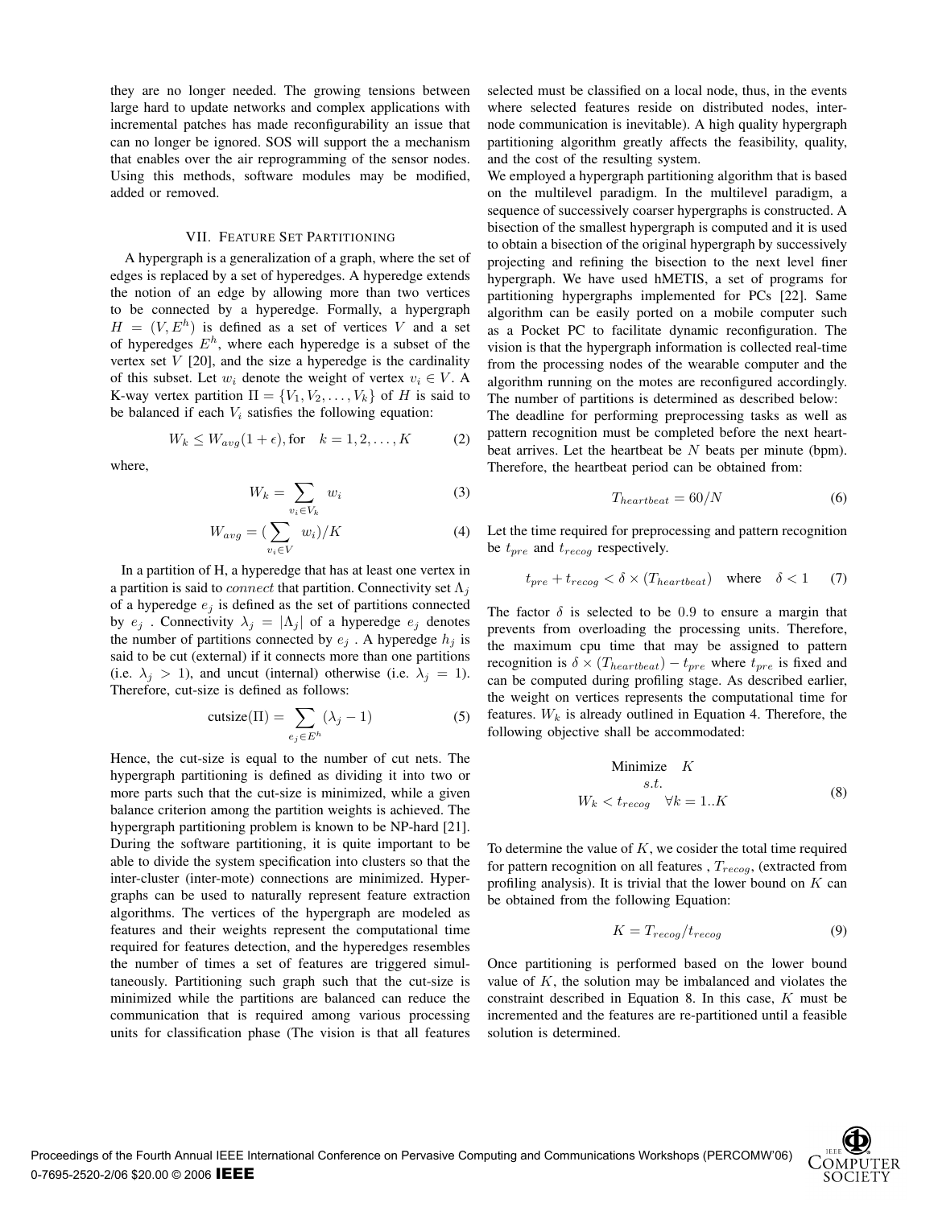they are no longer needed. The growing tensions between large hard to update networks and complex applications with incremental patches has made reconfigurability an issue that can no longer be ignored. SOS will support the a mechanism that enables over the air reprogramming of the sensor nodes. Using this methods, software modules may be modified, added or removed.

## VII. Feature Set Partitioning

A hypergraph is a generalization of a graph, where the set of edges is replaced by a set of hyperedges. A hyperedge extends the notion of an edge by allowing more than two vertices to be connected by a hyperedge. Formally, a hypergraph $H = (V, E^h)$ is defined as a set of vertices $V$ and a set of hyperedges $E^h$, where each hyperedge is a subset of the vertex set $V$ [20], and the size a hyperedge is the cardinality of this subset. Let $w_i$ denote the weight of vertex $v_i \in V$. A K-way vertex partition $\Pi = \{V_1, V_2, \ldots, V_k\}$ of $H$ is said to be balanced if each $V_i$ satisfies the following equation:

$$W_k \leq W_{avg}(1 + \epsilon), \text{for} \quad k = 1, 2, \ldots, K \tag{2}$$

where,

$$W_k = \sum_{v_i \in V_k} w_i \tag{3}$$

$$W_{avg} = (\sum_{v_i \in V} w_i)/K \tag{4}$$

In a partition of H, a hyperedge that has at least one vertex in a partition is said to *connect* that partition. Connectivity set $\Lambda_j$ of a hyperedge $e_j$ is defined as the set of partitions connected by $e_j$ . Connectivity $\lambda_j = |\Lambda_j|$ of a hyperedge $e_j$ denotes the number of partitions connected by $e_j$ . A hyperedge $h_j$ is said to be cut (external) if it connects more than one partitions (i.e. $\lambda_j > 1$), and uncut (internal) otherwise (i.e. $\lambda_j = 1$). Therefore, cut-size is defined as follows:

$$\text{cutsize}(\Pi) = \sum_{e_j \in E^h} (\lambda_j - 1) \tag{5}$$

Hence, the cut-size is equal to the number of cut nets. The hypergraph partitioning is defined as dividing it into two or more parts such that the cut-size is minimized, while a given balance criterion among the partition weights is achieved. The hypergraph partitioning problem is known to be NP-hard [21]. During the software partitioning, it is quite important to be able to divide the system specification into clusters so that the inter-cluster (inter-mote) connections are minimized. Hypergraphs can be used to naturally represent feature extraction algorithms. The vertices of the hypergraph are modeled as features and their weights represent the computational time required for features detection, and the hyperedges resembles the number of times a set of features are triggered simultaneously. Partitioning such graph such that the cut-size is minimized while the partitions are balanced can reduce the communication that is required among various processing units for classification phase (The vision is that all features selected must be classified on a local node, thus, in the events where selected features reside on distributed nodes, inter-node communication is inevitable). A high quality hypergraph partitioning algorithm greatly affects the feasibility, quality, and the cost of the resulting system.

We employed a hypergraph partitioning algorithm that is based on the multilevel paradigm. In the multilevel paradigm, a sequence of successively coarser hypergraphs is constructed. A bisection of the smallest hypergraph is computed and it is used to obtain a bisection of the original hypergraph by successively projecting and refining the bisection to the next level finer hypergraph. We have used hMETIS, a set of programs for partitioning hypergraphs implemented for PCs [22]. Same algorithm can be easily ported on a mobile computer such as a Pocket PC to facilitate dynamic reconfiguration. The vision is that the hypergraph information is collected real-time from the processing nodes of the wearable computer and the algorithm running on the motes are reconfigured accordingly. The number of partitions is determined as described below:

The deadline for performing preprocessing tasks as well as pattern recognition must be completed before the next heartbeat arrives. Let the heartbeat be $N$ beats per minute (bpm). Therefore, the heartbeat period can be obtained from:

$$T_{heartbeat} = 60/N \tag{6}$$

Let the time required for preprocessing and pattern recognition be $t_{pre}$ and $t_{recog}$ respectively.

$$t_{pre} + t_{recog} < \delta \times (T_{heartbeat}) \quad \text{where} \quad \delta < 1 \tag{7}$$

The factor $\delta$ is selected to be $0.9$ to ensure a margin that prevents from overloading the processing units. Therefore, the maximum cpu time that may be assigned to pattern recognition is $\delta \times (T_{heartbeat}) - t_{pre}$ where $t_{pre}$ is fixed and can be computed during profiling stage. As described earlier, the weight on vertices represents the computational time for features. $W_k$ is already outlined in Equation 4. Therefore, the following objective shall be accommodated:

$$\begin{gathered} \text{Minimize} \quad K \\ s.t. \\ W_k < t_{recog} \quad \forall k = 1..K \end{gathered} \tag{8}$$

To determine the value of $K$, we cosider the total time required for pattern recognition on all features , $T_{recog}$, (extracted from profiling analysis). It is trivial that the lower bound on $K$ can be obtained from the following Equation:

$$K = T_{recog}/t_{recog} \tag{9}$$

Once partitioning is performed based on the lower bound value of $K$, the solution may be imbalanced and violates the constraint described in Equation 8. In this case, $K$ must be incremented and the features are re-partitioned until a feasible solution is determined.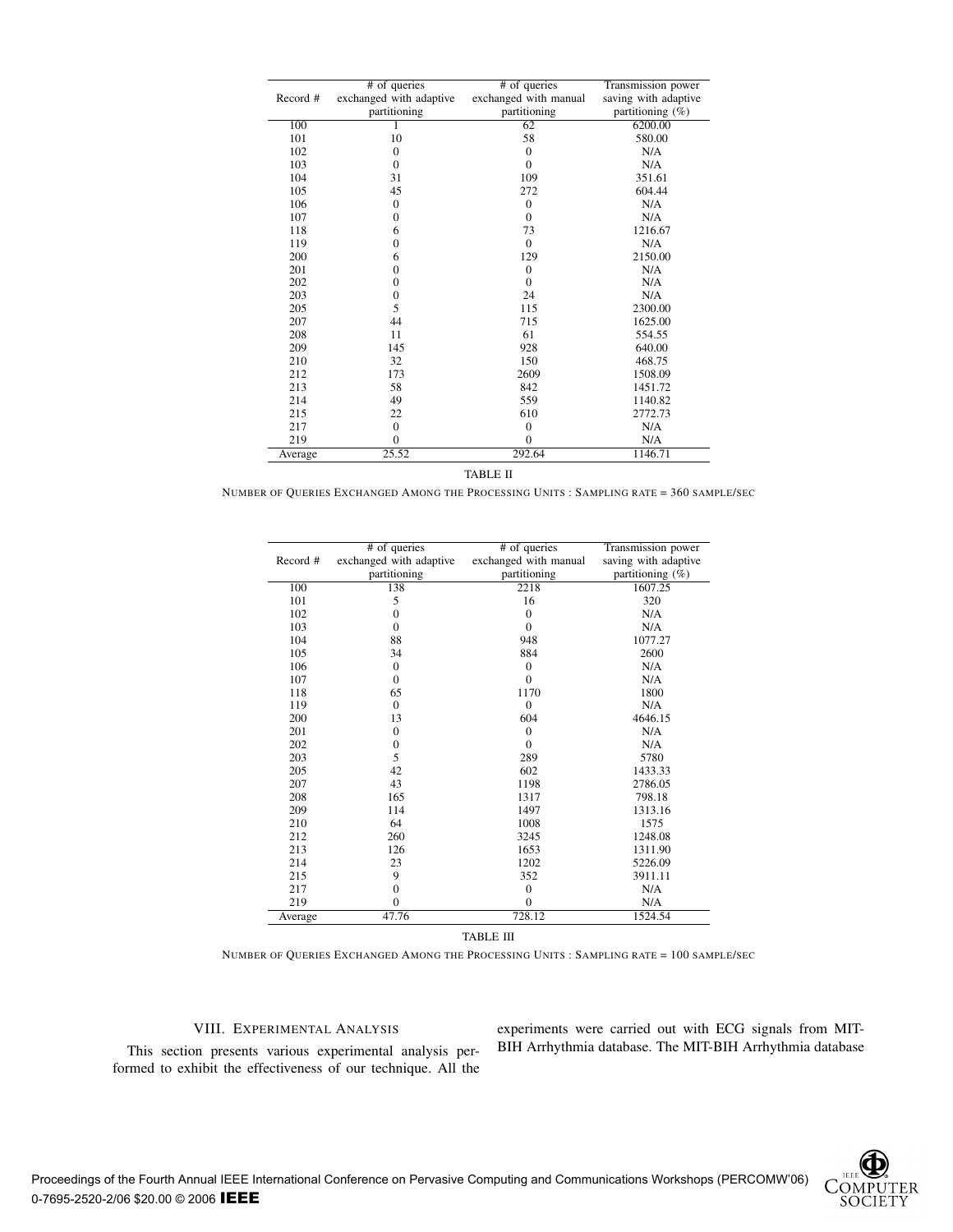| Record # | # of queries exchanged with adaptive partitioning | # of queries exchanged with manual partitioning | Transmission power saving with adaptive partitioning (%) |
|---|---|---|---|
| 100 | 1 | 62 | 6200.00 |
| 101 | 10 | 58 | 580.00 |
| 102 | 0 | 0 | N/A |
| 103 | 0 | 0 | N/A |
| 104 | 31 | 109 | 351.61 |
| 105 | 45 | 272 | 604.44 |
| 106 | 0 | 0 | N/A |
| 107 | 0 | 0 | N/A |
| 118 | 6 | 73 | 1216.67 |
| 119 | 0 | 0 | N/A |
| 200 | 6 | 129 | 2150.00 |
| 201 | 0 | 0 | N/A |
| 202 | 0 | 0 | N/A |
| 203 | 0 | 24 | N/A |
| 205 | 5 | 115 | 2300.00 |
| 207 | 44 | 715 | 1625.00 |
| 208 | 11 | 61 | 554.55 |
| 209 | 145 | 928 | 640.00 |
| 210 | 32 | 150 | 468.75 |
| 212 | 173 | 2609 | 1508.09 |
| 213 | 58 | 842 | 1451.72 |
| 214 | 49 | 559 | 1140.82 |
| 215 | 22 | 610 | 2772.73 |
| 217 | 0 | 0 | N/A |
| 219 | 0 | 0 | N/A |
| Average | 25.52 | 292.64 | 1146.71 |

TABLE II

NUMBER OF QUERIES EXCHANGED AMONG THE PROCESSING UNITS : SAMPLING RATE = 360 SAMPLE/SEC

| Record # | # of queries exchanged with adaptive partitioning | # of queries exchanged with manual partitioning | Transmission power saving with adaptive partitioning (%) |
|---|---|---|---|
| 100 | 138 | 2218 | 1607.25 |
| 101 | 5 | 16 | 320 |
| 102 | 0 | 0 | N/A |
| 103 | 0 | 0 | N/A |
| 104 | 88 | 948 | 1077.27 |
| 105 | 34 | 884 | 2600 |
| 106 | 0 | 0 | N/A |
| 107 | 0 | 0 | N/A |
| 118 | 65 | 1170 | 1800 |
| 119 | 0 | 0 | N/A |
| 200 | 13 | 604 | 4646.15 |
| 201 | 0 | 0 | N/A |
| 202 | 0 | 0 | N/A |
| 203 | 5 | 289 | 5780 |
| 205 | 42 | 602 | 1433.33 |
| 207 | 43 | 1198 | 2786.05 |
| 208 | 165 | 1317 | 798.18 |
| 209 | 114 | 1497 | 1313.16 |
| 210 | 64 | 1008 | 1575 |
| 212 | 260 | 3245 | 1248.08 |
| 213 | 126 | 1653 | 1311.90 |
| 214 | 23 | 1202 | 5226.09 |
| 215 | 9 | 352 | 3911.11 |
| 217 | 0 | 0 | N/A |
| 219 | 0 | 0 | N/A |
| Average | 47.76 | 728.12 | 1524.54 |

TABLE III

NUMBER OF QUERIES EXCHANGED AMONG THE PROCESSING UNITS : SAMPLING RATE = 100 SAMPLE/SEC

## VIII. EXPERIMENTAL ANALYSIS

This section presents various experimental analysis performed to exhibit the effectiveness of our technique. All the experiments were carried out with ECG signals from MIT-BIH Arrhythmia database. The MIT-BIH Arrhythmia database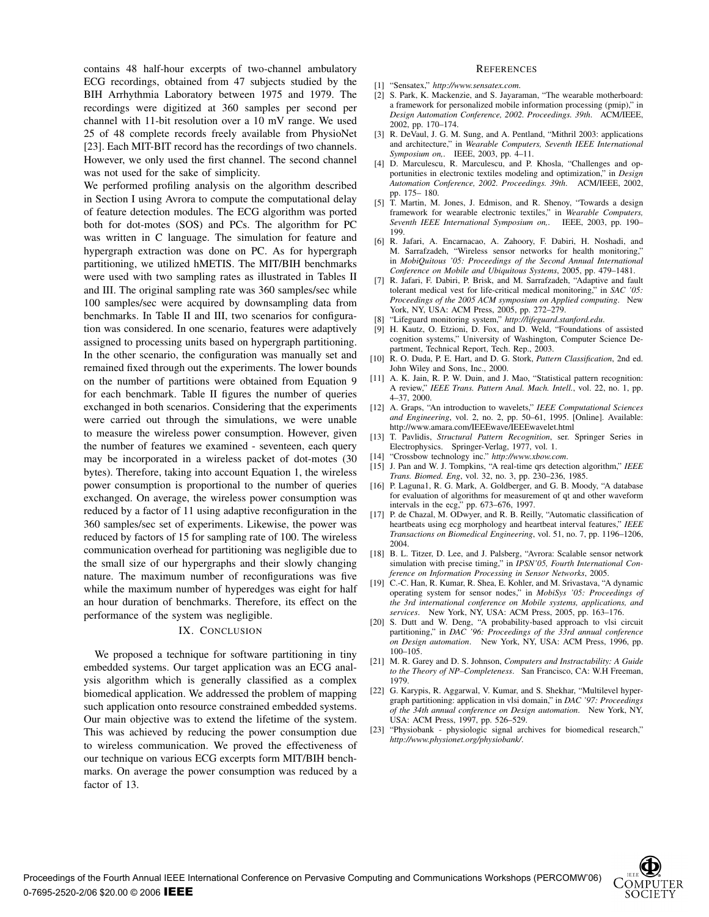contains 48 half-hour excerpts of two-channel ambulatory ECG recordings, obtained from 47 subjects studied by the BIH Arrhythmia Laboratory between 1975 and 1979. The recordings were digitized at 360 samples per second per channel with 11-bit resolution over a 10 mV range. We used 25 of 48 complete records freely available from PhysioNet [23]. Each MIT-BIT record has the recordings of two channels. However, we only used the first channel. The second channel was not used for the sake of simplicity.

We performed profiling analysis on the algorithm described in Section I using Avrora to compute the computational delay of feature detection modules. The ECG algorithm was ported both for dot-motes (SOS) and PCs. The algorithm for PC was written in C language. The simulation for feature and hypergraph extraction was done on PC. As for hypergraph partitioning, we utilized hMETIS. The MIT/BIH benchmarks were used with two sampling rates as illustrated in Tables II and III. The original sampling rate was 360 samples/sec while 100 samples/sec were acquired by downsampling data from benchmarks. In Table II and III, two scenarios for configuration was considered. In one scenario, features were adaptively assigned to processing units based on hypergraph partitioning. In the other scenario, the configuration was manually set and remained fixed through out the experiments. The lower bounds on the number of partitions were obtained from Equation 9 for each benchmark. Table II figures the number of queries exchanged in both scenarios. Considering that the experiments were carried out through the simulations, we were unable to measure the wireless power consumption. However, given the number of features we examined - seventeen, each query may be incorporated in a wireless packet of dot-motes (30 bytes). Therefore, taking into account Equation 1, the wireless power consumption is proportional to the number of queries exchanged. On average, the wireless power consumption was reduced by a factor of 11 using adaptive reconfiguration in the 360 samples/sec set of experiments. Likewise, the power was reduced by factors of 15 for sampling rate of 100. The wireless communication overhead for partitioning was negligible due to the small size of our hypergraphs and their slowly changing nature. The maximum number of reconfigurations was five while the maximum number of hyperedges was eight for half an hour duration of benchmarks. Therefore, its effect on the performance of the system was negligible.

## IX. Conclusion

We proposed a technique for software partitioning in tiny embedded systems. Our target application was an ECG analysis algorithm which is generally classified as a complex biomedical application. We addressed the problem of mapping such application onto resource constrained embedded systems. Our main objective was to extend the lifetime of the system. This was achieved by reducing the power consumption due to wireless communication. We proved the effectiveness of our technique on various ECG excerpts form MIT/BIH benchmarks. On average the power consumption was reduced by a factor of 13.

## References

[1] "Sensatex," *http://www.sensatex.com.*

[2] S. Park, K. Mackenzie, and S. Jayaraman, "The wearable motherboard: a framework for personalized mobile information processing (pmip)," in *Design Automation Conference, 2002. Proceedings. 39th*. ACM/IEEE, 2002, pp. 170–174.

[3] R. DeVaul, J. G. M. Sung, and A. Pentland, "Mithril 2003: applications and architecture," in *Wearable Computers, Seventh IEEE International Symposium on,*. IEEE, 2003, pp. 4–11.

[4] D. Marculescu, R. Marculescu, and P. Khosla, "Challenges and opportunities in electronic textiles modeling and optimization," in *Design Automation Conference, 2002. Proceedings. 39th*. ACM/IEEE, 2002, pp. 175– 180.

[5] T. Martin, M. Jones, J. Edmison, and R. Shenoy, "Towards a design framework for wearable electronic textiles," in *Wearable Computers, Seventh IEEE International Symposium on,*. IEEE, 2003, pp. 190–199.

[6] R. Jafari, A. Encarnacao, A. Zahoory, F. Dabiri, H. Noshadi, and M. Sarrafzadeh, "Wireless sensor networks for health monitoring," in *MobiQuitous '05: Proceedings of the Second Annual International Conference on Mobile and Ubiquitous Systems*, 2005, pp. 479–1481.

[7] R. Jafari, F. Dabiri, P. Brisk, and M. Sarrafzadeh, "Adaptive and fault tolerant medical vest for life-critical medical monitoring," in *SAC '05: Proceedings of the 2005 ACM symposium on Applied computing*. New York, NY, USA: ACM Press, 2005, pp. 272–279.

[8] "Lifeguard monitoring system," *http://lifeguard.stanford.edu.*

[9] H. Kautz, O. Etzioni, D. Fox, and D. Weld, "Foundations of assisted cognition systems," University of Washington, Computer Science Department, Technical Report, Tech. Rep., 2003.

[10] R. O. Duda, P. E. Hart, and D. G. Stork, *Pattern Classification*, 2nd ed. John Wiley and Sons, Inc., 2000.

[11] A. K. Jain, R. P. W. Duin, and J. Mao, "Statistical pattern recognition: A review," *IEEE Trans. Pattern Anal. Mach. Intell.*, vol. 22, no. 1, pp. 4–37, 2000.

[12] A. Graps, "An introduction to wavelets," *IEEE Computational Sciences and Engineering*, vol. 2, no. 2, pp. 50–61, 1995. [Online]. Available: http://www.amara.com/IEEEwave/IEEEwavelet.html

[13] T. Pavlidis, *Structural Pattern Recognition*, ser. Springer Series in Electrophysics. Springer-Verlag, 1977, vol. 1.

[14] "Crossbow technology inc." *http://www.xbow.com.*

[15] J. Pan and W. J. Tompkins, "A real-time qrs detection algorithm," *IEEE Trans. Biomed. Eng*, vol. 32, no. 3, pp. 230–236, 1985.

[16] P. Laguna1, R. G. Mark, A. Goldberger, and G. B. Moody, "A database for evaluation of algorithms for measurement of qt and other waveform intervals in the ecg," pp. 673–676, 1997.

[17] P. de Chazal, M. ODwyer, and R. B. Reilly, "Automatic classification of heartbeats using ecg morphology and heartbeat interval features," *IEEE Transactions on Biomedical Engineering*, vol. 51, no. 7, pp. 1196–1206, 2004.

[18] B. L. Titzer, D. Lee, and J. Palsberg, "Avrora: Scalable sensor network simulation with precise timing," in *IPSN'05, Fourth International Conference on Information Processing in Sensor Networks*, 2005.

[19] C.-C. Han, R. Kumar, R. Shea, E. Kohler, and M. Srivastava, "A dynamic operating system for sensor nodes," in *MobiSys '05: Proceedings of the 3rd international conference on Mobile systems, applications, and services*. New York, NY, USA: ACM Press, 2005, pp. 163–176.

[20] S. Dutt and W. Deng, "A probability-based approach to vlsi circuit partitioning," in *DAC '96: Proceedings of the 33rd annual conference on Design automation*. New York, NY, USA: ACM Press, 1996, pp. 100–105.

[21] M. R. Garey and D. S. Johnson, *Computers and Instractability: A Guide to the Theory of NP–Completeness*. San Francisco, CA: W.H Freeman, 1979.

[22] G. Karypis, R. Aggarwal, V. Kumar, and S. Shekhar, "Multilevel hypergraph partitioning: application in vlsi domain," in *DAC '97: Proceedings of the 34th annual conference on Design automation*. New York, NY, USA: ACM Press, 1997, pp. 526–529.

[23] "Physiobank - physiologic signal archives for biomedical research," *http://www.physionet.org/physiobank/.*